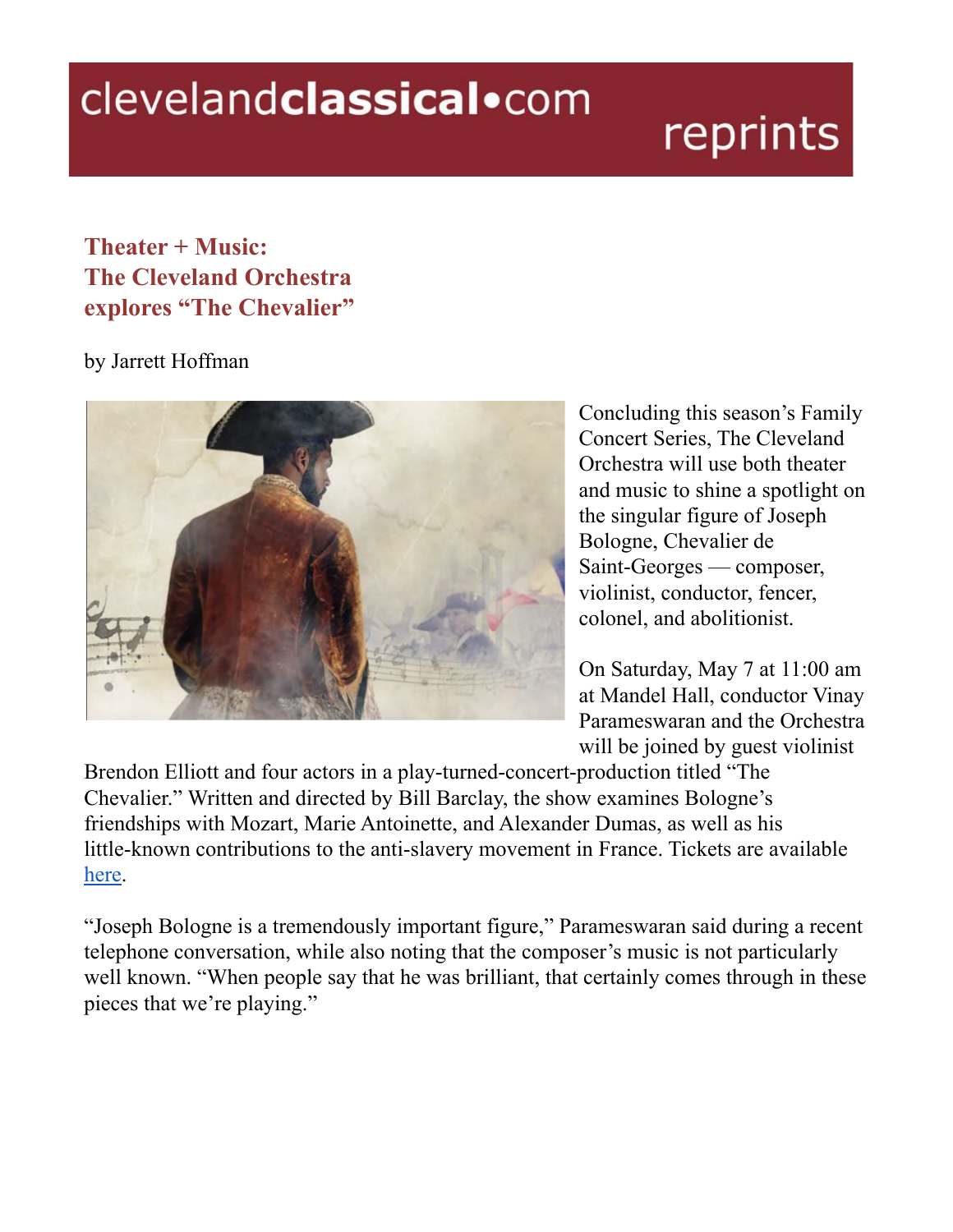clevelandclassical•com reprints

# Theater + Music: The Cleveland Orchestra explores "The Chevalier"

by Jarrett Hoffman

Concluding this season's Family Concert Series, The Cleveland Orchestra will use both theater and music to shine a spotlight on the singular figure of Joseph Bologne, Chevalier de Saint-Georges — composer, violinist, conductor, fencer, colonel, and abolitionist.

On Saturday, May 7 at 11:00 am at Mandel Hall, conductor Vinay Parameswaran and the Orchestra will be joined by guest violinist Brendon Elliott and four actors in a play-turned-concert-production titled "The Chevalier." Written and directed by Bill Barclay, the show examines Bologne's friendships with Mozart, Marie Antoinette, and Alexander Dumas, as well as his little-known contributions to the anti-slavery movement in France. Tickets are available here.

"Joseph Bologne is a tremendously important figure," Parameswaran said during a recent telephone conversation, while also noting that the composer's music is not particularly well known. "When people say that he was brilliant, that certainly comes through in these pieces that we're playing."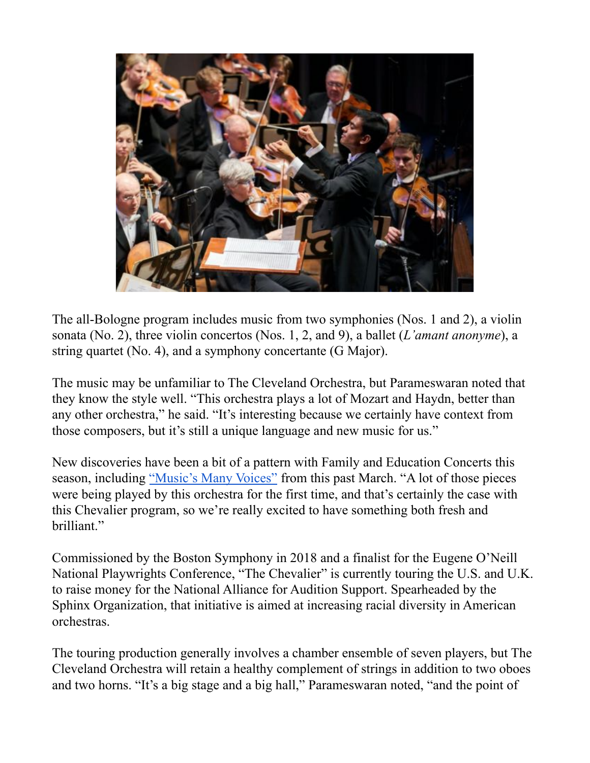The all-Bologne program includes music from two symphonies (Nos. 1 and 2), a violin sonata (No. 2), three violin concertos (Nos. 1, 2, and 9), a ballet (*L'amant anonyme*), a string quartet (No. 4), and a symphony concertante (G Major).

The music may be unfamiliar to The Cleveland Orchestra, but Parameswaran noted that they know the style well. "This orchestra plays a lot of Mozart and Haydn, better than any other orchestra," he said. "It's interesting because we certainly have context from those composers, but it's still a unique language and new music for us."

New discoveries have been a bit of a pattern with Family and Education Concerts this season, including "Music's Many Voices" from this past March. "A lot of those pieces were being played by this orchestra for the first time, and that's certainly the case with this Chevalier program, so we're really excited to have something both fresh and brilliant."

Commissioned by the Boston Symphony in 2018 and a finalist for the Eugene O'Neill National Playwrights Conference, "The Chevalier" is currently touring the U.S. and U.K. to raise money for the National Alliance for Audition Support. Spearheaded by the Sphinx Organization, that initiative is aimed at increasing racial diversity in American orchestras.

The touring production generally involves a chamber ensemble of seven players, but The Cleveland Orchestra will retain a healthy complement of strings in addition to two oboes and two horns. "It's a big stage and a big hall," Parameswaran noted, "and the point of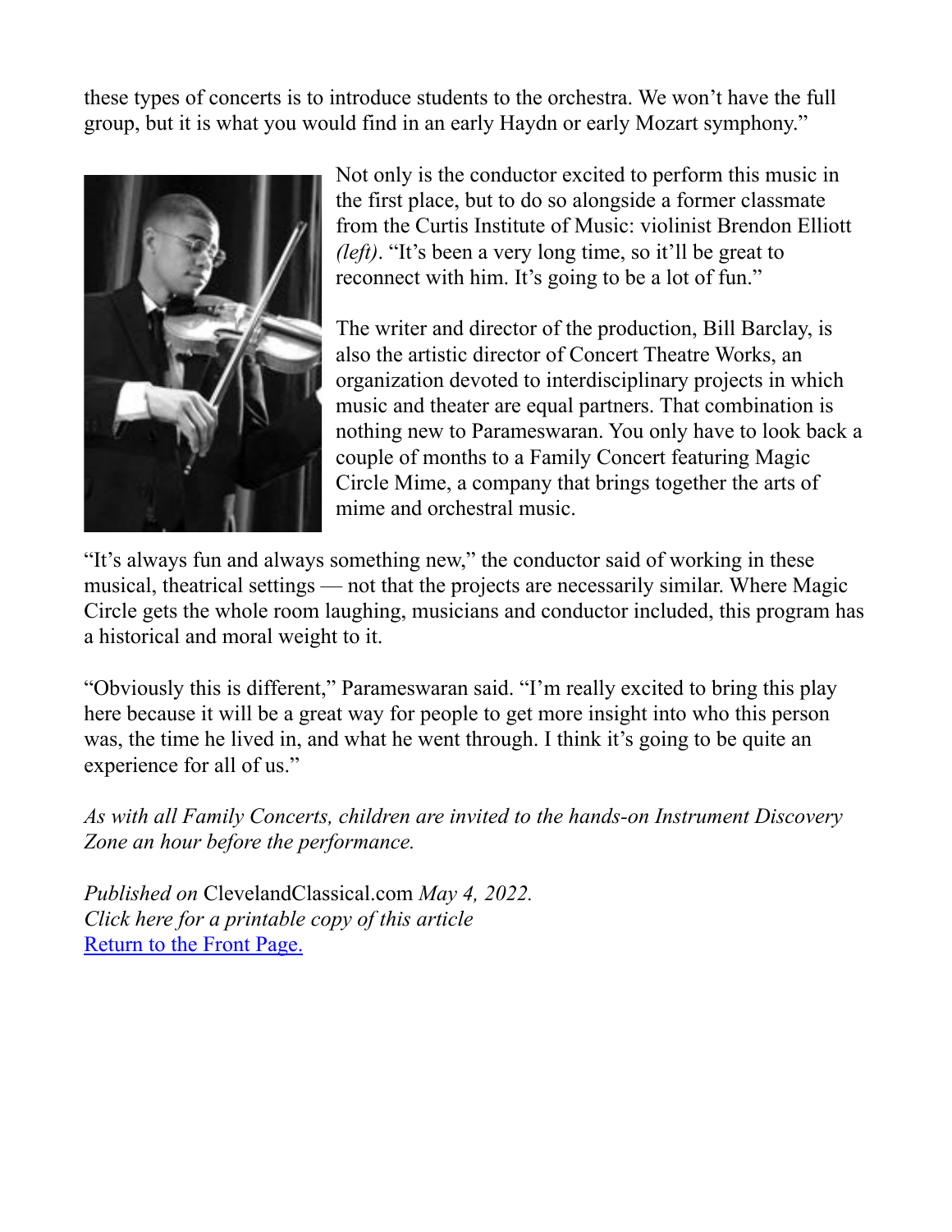these types of concerts is to introduce students to the orchestra. We won't have the full group, but it is what you would find in an early Haydn or early Mozart symphony."

Not only is the conductor excited to perform this music in the first place, but to do so alongside a former classmate from the Curtis Institute of Music: violinist Brendon Elliott *(left)*. "It's been a very long time, so it'll be great to reconnect with him. It's going to be a lot of fun."

The writer and director of the production, Bill Barclay, is also the artistic director of Concert Theatre Works, an organization devoted to interdisciplinary projects in which music and theater are equal partners. That combination is nothing new to Parameswaran. You only have to look back a couple of months to a Family Concert featuring Magic Circle Mime, a company that brings together the arts of mime and orchestral music.

"It's always fun and always something new," the conductor said of working in these musical, theatrical settings — not that the projects are necessarily similar. Where Magic Circle gets the whole room laughing, musicians and conductor included, this program has a historical and moral weight to it.

"Obviously this is different," Parameswaran said. "I'm really excited to bring this play here because it will be a great way for people to get more insight into who this person was, the time he lived in, and what he went through. I think it's going to be quite an experience for all of us."

*As with all Family Concerts, children are invited to the hands-on Instrument Discovery Zone an hour before the performance.*

*Published on* ClevelandClassical.com *May 4, 2022.*
*Click here for a printable copy of this article*
Return to the Front Page.